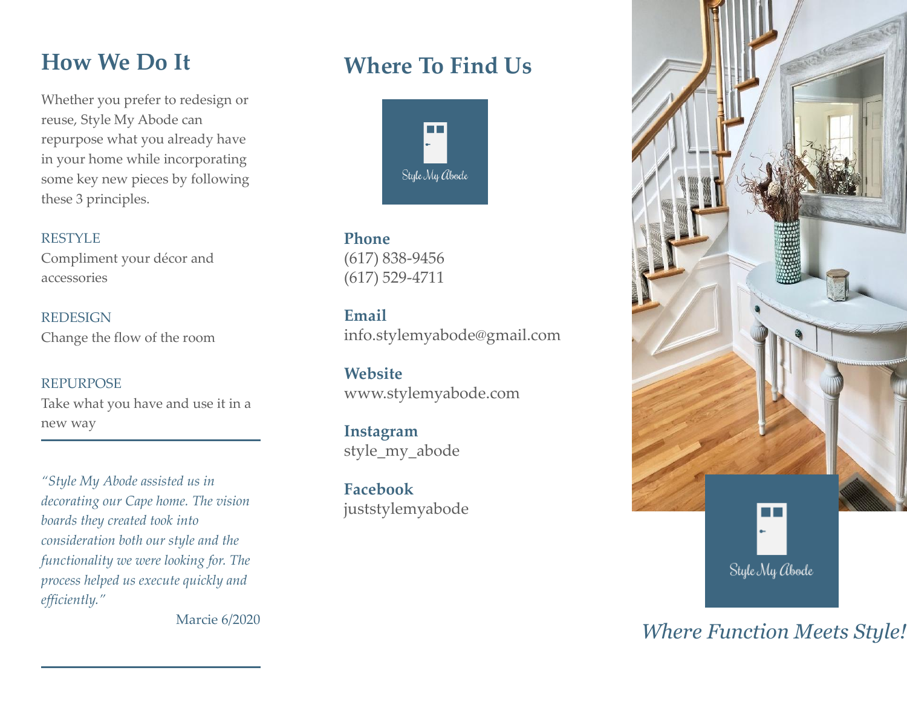## How We Do It

Whether you prefer to redesign or reuse, Style My Abode can repurpose what you already have in your home while incorporating some key new pieces by following these 3 principles.

RESTYLE
Compliment your décor and accessories

REDESIGN
Change the flow of the room

REPURPOSE
Take what you have and use it in a new way

---

*"Style My Abode assisted us in decorating our Cape home. The vision boards they created took into consideration both our style and the functionality we were looking for. The process helped us execute quickly and efficiently."*

Marcie 6/2020

---

## Where To Find Us

Style My Abode

**Phone**
(617) 838-9456
(617) 529-4711

**Email**
info.stylemyabode@gmail.com

**Website**
www.stylemyabode.com

**Instagram**
style_my_abode

**Facebook**
juststylemyabode

Style My Abode

*Where Function Meets Style!*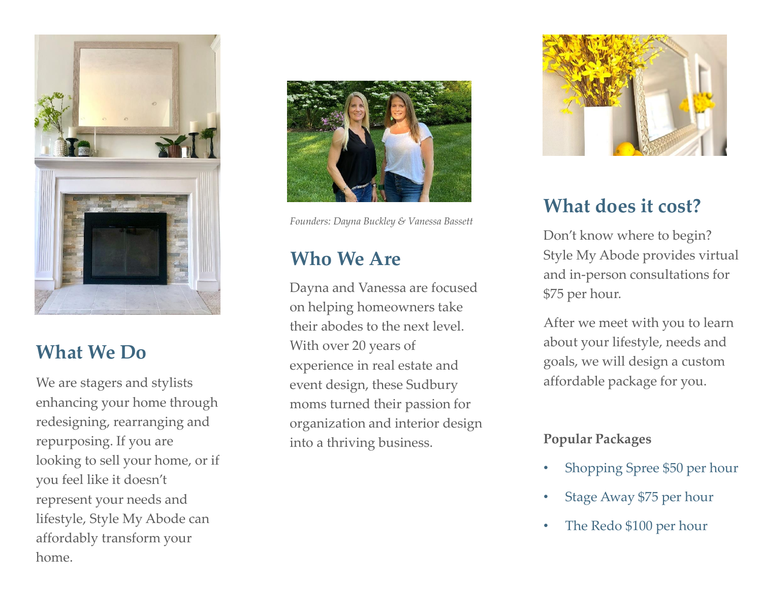## What We Do

We are stagers and stylists enhancing your home through redesigning, rearranging and repurposing. If you are looking to sell your home, or if you feel like it doesn't represent your needs and lifestyle, Style My Abode can affordably transform your home.

*Founders: Dayna Buckley & Vanessa Bassett*

## Who We Are

Dayna and Vanessa are focused on helping homeowners take their abodes to the next level. With over 20 years of experience in real estate and event design, these Sudbury moms turned their passion for organization and interior design into a thriving business.

## What does it cost?

Don't know where to begin? Style My Abode provides virtual and in-person consultations for $75 per hour.

After we meet with you to learn about your lifestyle, needs and goals, we will design a custom affordable package for you.

**Popular Packages**

- Shopping Spree $50 per hour
- Stage Away $75 per hour
- The Redo $100 per hour